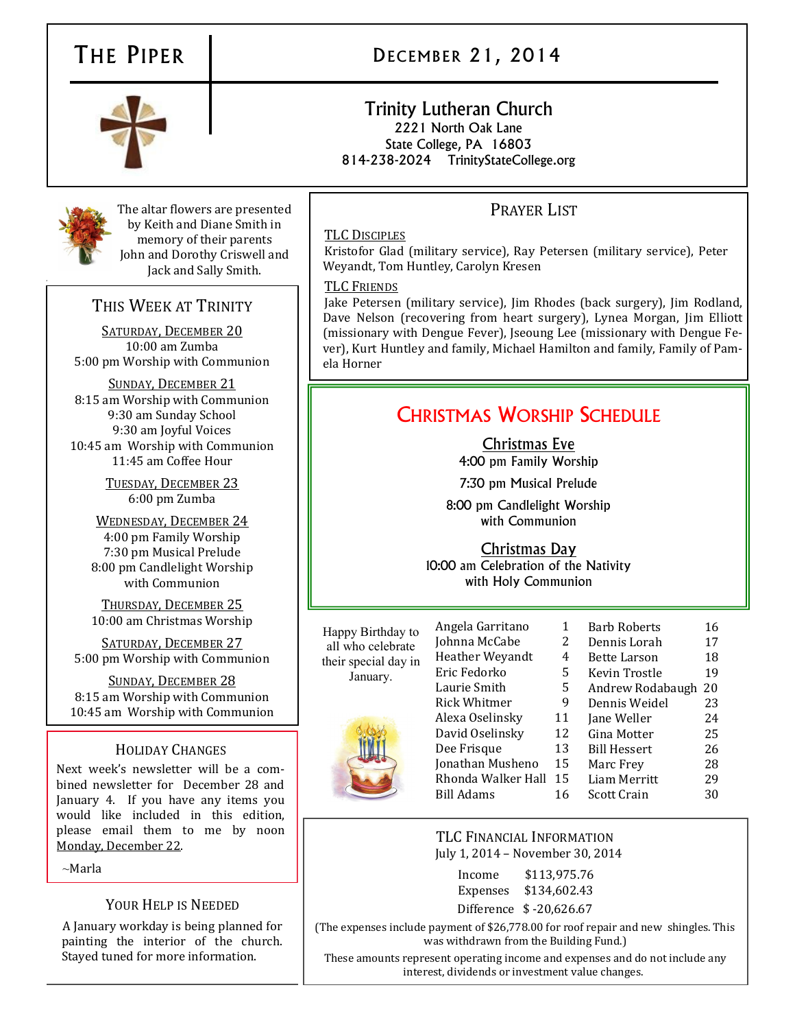# THE PIPER

## DECEMBER 21, 2014

**Trinity Lutheran Church**
2221 North Oak Lane
State College, PA 16803
814-238-2024 TrinityStateCollege.org

The altar flowers are presented by Keith and Diane Smith in memory of their parents John and Dorothy Criswell and Jack and Sally Smith.

## THIS WEEK AT TRINITY

SATURDAY, DECEMBER 20
10:00 am Zumba
5:00 pm Worship with Communion

SUNDAY, DECEMBER 21
8:15 am Worship with Communion
9:30 am Sunday School
9:30 am Joyful Voices
10:45 am Worship with Communion
11:45 am Coffee Hour

TUESDAY, DECEMBER 23
6:00 pm Zumba

WEDNESDAY, DECEMBER 24
4:00 pm Family Worship
7:30 pm Musical Prelude
8:00 pm Candlelight Worship with Communion

THURSDAY, DECEMBER 25
10:00 am Christmas Worship

SATURDAY, DECEMBER 27
5:00 pm Worship with Communion

SUNDAY, DECEMBER 28
8:15 am Worship with Communion
10:45 am Worship with Communion

## HOLIDAY CHANGES

Next week's newsletter will be a combined newsletter for December 28 and January 4. If you have any items you would like included in this edition, please email them to me by noon Monday, December 22.

~Marla

## YOUR HELP IS NEEDED

A January workday is being planned for painting the interior of the church. Stayed tuned for more information.

## PRAYER LIST

TLC DISCIPLES
Kristofor Glad (military service), Ray Petersen (military service), Peter Weyandt, Tom Huntley, Carolyn Kresen

TLC FRIENDS
Jake Petersen (military service), Jim Rhodes (back surgery), Jim Rodland, Dave Nelson (recovering from heart surgery), Lynea Morgan, Jim Elliott (missionary with Dengue Fever), Jseoung Lee (missionary with Dengue Fever), Kurt Huntley and family, Michael Hamilton and family, Family of Pamela Horner

## CHRISTMAS WORSHIP SCHEDULE

**Christmas Eve**
4:00 pm Family Worship
7:30 pm Musical Prelude
8:00 pm Candlelight Worship with Communion

**Christmas Day**
10:00 am Celebration of the Nativity with Holy Communion

Happy Birthday to all who celebrate their special day in January.

| Name | Day | Name | Day |
|---|---|---|---|
| Angela Garritano | 1 | Barb Roberts | 16 |
| Johnna McCabe | 2 | Dennis Lorah | 17 |
| Heather Weyandt | 4 | Bette Larson | 18 |
| Eric Fedorko | 5 | Kevin Trostle | 19 |
| Laurie Smith | 5 | Andrew Rodabaugh | 20 |
| Rick Whitmer | 9 | Dennis Weidel | 23 |
| Alexa Oselinsky | 11 | Jane Weller | 24 |
| David Oselinsky | 12 | Gina Motter | 25 |
| Dee Frisque | 13 | Bill Hessert | 26 |
| Jonathan Musheno | 15 | Marc Frey | 28 |
| Rhonda Walker Hall | 15 | Liam Merritt | 29 |
| Bill Adams | 16 | Scott Crain | 30 |

## TLC FINANCIAL INFORMATION

July 1, 2014 – November 30, 2014

| | |
|---|---|
| Income | $113,975.76 |
| Expenses | $134,602.43 |
| Difference | $ -20,626.67 |

(The expenses include payment of $26,778.00 for roof repair and new shingles. This was withdrawn from the Building Fund.)

These amounts represent operating income and expenses and do not include any interest, dividends or investment value changes.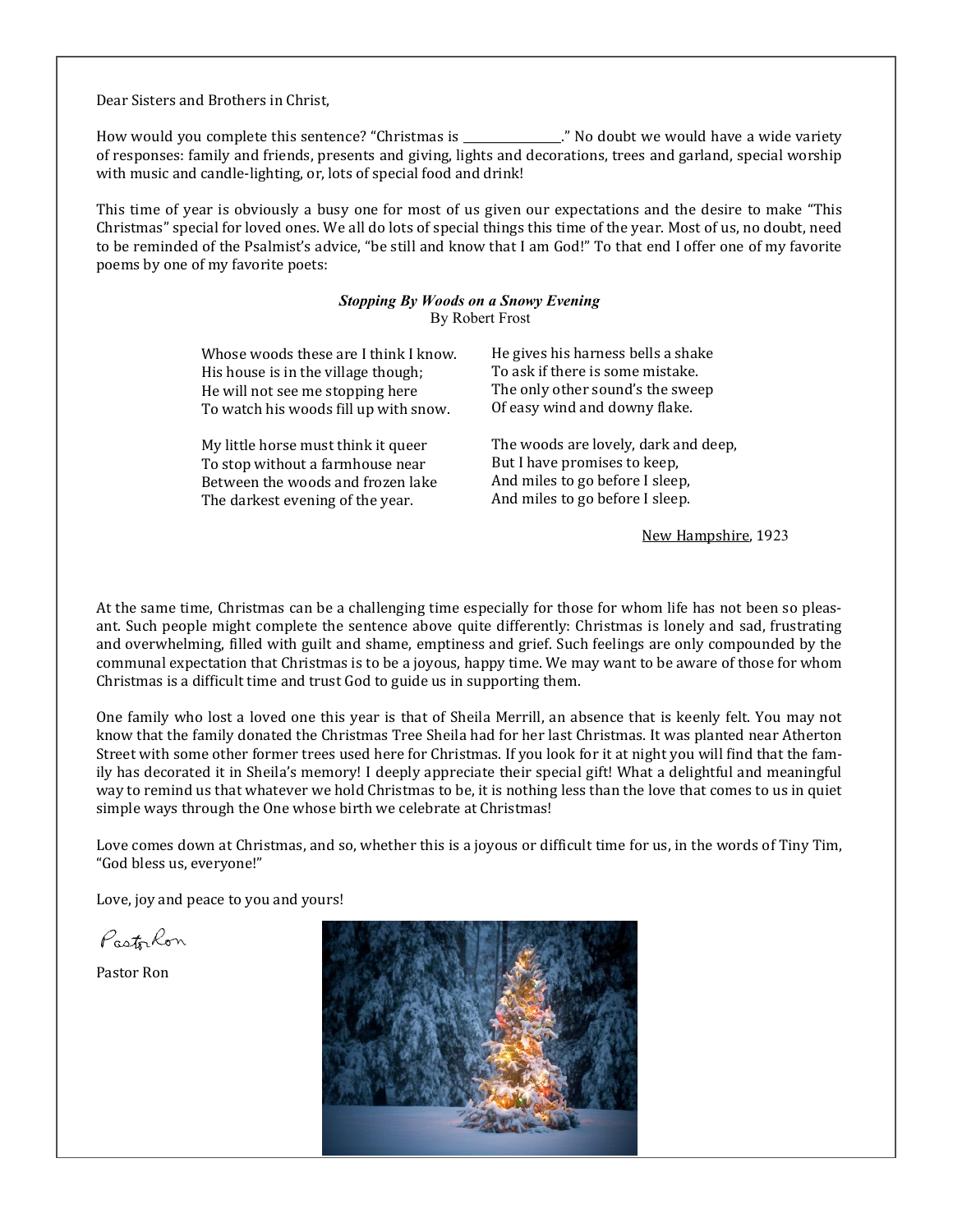Dear Sisters and Brothers in Christ,

How would you complete this sentence? "Christmas is _______________." No doubt we would have a wide variety of responses: family and friends, presents and giving, lights and decorations, trees and garland, special worship with music and candle-lighting, or, lots of special food and drink!

This time of year is obviously a busy one for most of us given our expectations and the desire to make "This Christmas" special for loved ones. We all do lots of special things this time of the year. Most of us, no doubt, need to be reminded of the Psalmist's advice, "be still and know that I am God!" To that end I offer one of my favorite poems by one of my favorite poets:

***Stopping By Woods on a Snowy Evening***
By Robert Frost

Whose woods these are I think I know.
His house is in the village though;
He will not see me stopping here
To watch his woods fill up with snow.

My little horse must think it queer
To stop without a farmhouse near
Between the woods and frozen lake
The darkest evening of the year.

He gives his harness bells a shake
To ask if there is some mistake.
The only other sound's the sweep
Of easy wind and downy flake.

The woods are lovely, dark and deep,
But I have promises to keep,
And miles to go before I sleep,
And miles to go before I sleep.

New Hampshire, 1923

At the same time, Christmas can be a challenging time especially for those for whom life has not been so pleasant. Such people might complete the sentence above quite differently: Christmas is lonely and sad, frustrating and overwhelming, filled with guilt and shame, emptiness and grief. Such feelings are only compounded by the communal expectation that Christmas is to be a joyous, happy time. We may want to be aware of those for whom Christmas is a difficult time and trust God to guide us in supporting them.

One family who lost a loved one this year is that of Sheila Merrill, an absence that is keenly felt. You may not know that the family donated the Christmas Tree Sheila had for her last Christmas. It was planted near Atherton Street with some other former trees used here for Christmas. If you look for it at night you will find that the family has decorated it in Sheila's memory! I deeply appreciate their special gift! What a delightful and meaningful way to remind us that whatever we hold Christmas to be, it is nothing less than the love that comes to us in quiet simple ways through the One whose birth we celebrate at Christmas!

Love comes down at Christmas, and so, whether this is a joyous or difficult time for us, in the words of Tiny Tim, "God bless us, everyone!"

Love, joy and peace to you and yours!

Pastor Ron

Pastor Ron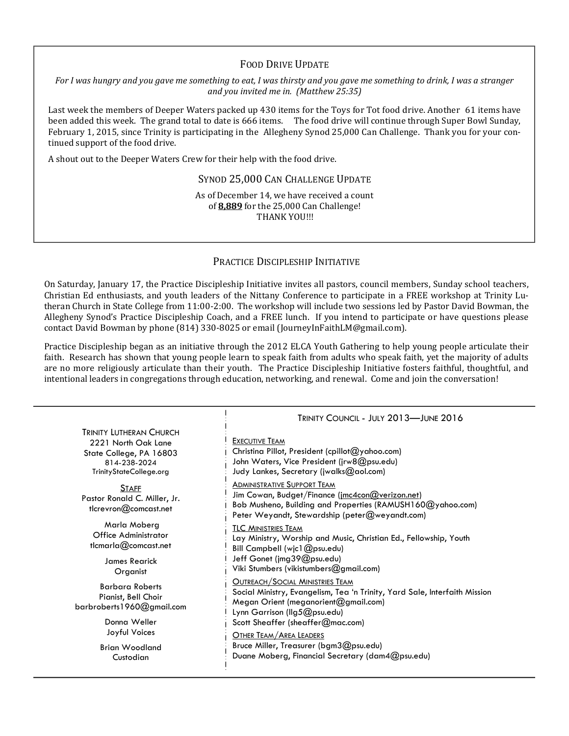## Food Drive Update

*For I was hungry and you gave me something to eat, I was thirsty and you gave me something to drink, I was a stranger and you invited me in. (Matthew 25:35)*

Last week the members of Deeper Waters packed up 430 items for the Toys for Tot food drive. Another 61 items have been added this week. The grand total to date is 666 items. The food drive will continue through Super Bowl Sunday, February 1, 2015, since Trinity is participating in the Allegheny Synod 25,000 Can Challenge. Thank you for your continued support of the food drive.

A shout out to the Deeper Waters Crew for their help with the food drive.

### Synod 25,000 Can Challenge Update

As of December 14, we have received a count of **8,889** for the 25,000 Can Challenge!
THANK YOU!!!

## Practice Discipleship Initiative

On Saturday, January 17, the Practice Discipleship Initiative invites all pastors, council members, Sunday school teachers, Christian Ed enthusiasts, and youth leaders of the Nittany Conference to participate in a FREE workshop at Trinity Lutheran Church in State College from 11:00-2:00. The workshop will include two sessions led by Pastor David Bowman, the Allegheny Synod's Practice Discipleship Coach, and a FREE lunch. If you intend to participate or have questions please contact David Bowman by phone (814) 330-8025 or email (JourneyInFaithLM@gmail.com).

Practice Discipleship began as an initiative through the 2012 ELCA Youth Gathering to help young people articulate their faith. Research has shown that young people learn to speak faith from adults who speak faith, yet the majority of adults are no more religiously articulate than their youth. The Practice Discipleship Initiative fosters faithful, thoughtful, and intentional leaders in congregations through education, networking, and renewal. Come and join the conversation!

---

Trinity Lutheran Church
2221 North Oak Lane
State College, PA 16803
814-238-2024
TrinityStateCollege.org

**Staff**

Pastor Ronald C. Miller, Jr.
tlcrevron@comcast.net

Marla Moberg
Office Administrator
tlcmarla@comcast.net

James Rearick
Organist

Barbara Roberts
Pianist, Bell Choir
barbroberts1960@gmail.com

Donna Weller
Joyful Voices

Brian Woodland
Custodian

### Trinity Council - July 2013—June 2016

**Executive Team**
Christina Pillot, President (cpillot@yahoo.com)
John Waters, Vice President (jrw8@psu.edu)
Judy Lankes, Secretary (jwalks@aol.com)

**Administrative Support Team**
Jim Cowan, Budget/Finance (jmc4con@verizon.net)
Bob Musheno, Building and Properties (RAMUSH160@yahoo.com)
Peter Weyandt, Stewardship (peter@weyandt.com)

**TLC Ministries Team**
Lay Ministry, Worship and Music, Christian Ed., Fellowship, Youth
Bill Campbell (wjc1@psu.edu)
Jeff Gonet (jmg39@psu.edu)
Viki Stumbers (vikistumbers@gmail.com)

**Outreach/Social Ministries Team**
Social Ministry, Evangelism, Tea 'n Trinity, Yard Sale, Interfaith Mission
Megan Orient (meganorient@gmail.com)
Lynn Garrison (llg5@psu.edu)
Scott Sheaffer (sheaffer@mac.com)

**Other Team/Area Leaders**
Bruce Miller, Treasurer (bgm3@psu.edu)
Duane Moberg, Financial Secretary (dam4@psu.edu)